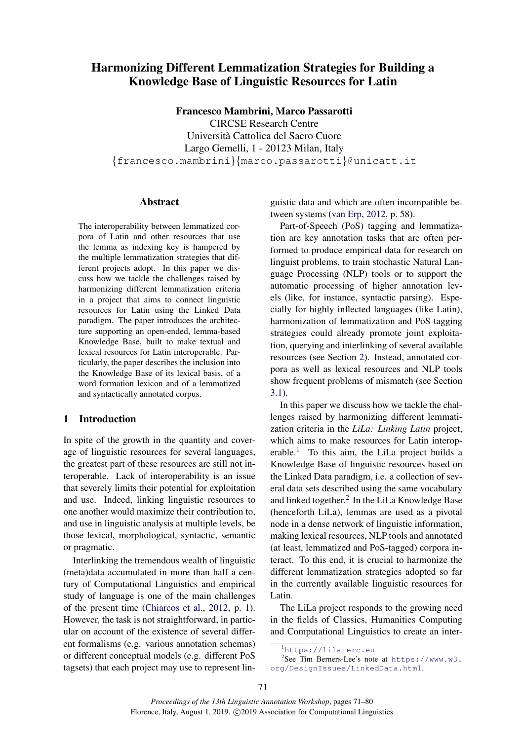# Harmonizing Different Lemmatization Strategies for Building a Knowledge Base of Linguistic Resources for Latin

**Francesco Mambrini, Marco Passarotti**
CIRCSE Research Centre
Università Cattolica del Sacro Cuore
Largo Gemelli, 1 - 20123 Milan, Italy
{francesco.mambrini}{marco.passarotti}@unicatt.it

## Abstract

The interoperability between lemmatized corpora of Latin and other resources that use the lemma as indexing key is hampered by the multiple lemmatization strategies that different projects adopt. In this paper we discuss how we tackle the challenges raised by harmonizing different lemmatization criteria in a project that aims to connect linguistic resources for Latin using the Linked Data paradigm. The paper introduces the architecture supporting an open-ended, lemma-based Knowledge Base, built to make textual and lexical resources for Latin interoperable. Particularly, the paper describes the inclusion into the Knowledge Base of its lexical basis, of a word formation lexicon and of a lemmatized and syntactically annotated corpus.

## 1 Introduction

In spite of the growth in the quantity and coverage of linguistic resources for several languages, the greatest part of these resources are still not interoperable. Lack of interoperability is an issue that severely limits their potential for exploitation and use. Indeed, linking linguistic resources to one another would maximize their contribution to, and use in linguistic analysis at multiple levels, be those lexical, morphological, syntactic, semantic or pragmatic.

Interlinking the tremendous wealth of linguistic (meta)data accumulated in more than half a century of Computational Linguistics and empirical study of language is one of the main challenges of the present time (Chiarcos et al., 2012, p. 1). However, the task is not straightforward, in particular on account of the existence of several different formalisms (e.g. various annotation schemas) or different conceptual models (e.g. different PoS tagsets) that each project may use to represent linguistic data and which are often incompatible between systems (van Erp, 2012, p. 58).

Part-of-Speech (PoS) tagging and lemmatization are key annotation tasks that are often performed to produce empirical data for research on linguist problems, to train stochastic Natural Language Processing (NLP) tools or to support the automatic processing of higher annotation levels (like, for instance, syntactic parsing). Especially for highly inflected languages (like Latin), harmonization of lemmatization and PoS tagging strategies could already promote joint exploitation, querying and interlinking of several available resources (see Section 2). Instead, annotated corpora as well as lexical resources and NLP tools show frequent problems of mismatch (see Section 3.1).

In this paper we discuss how we tackle the challenges raised by harmonizing different lemmatization criteria in the *LiLa: Linking Latin* project, which aims to make resources for Latin interoperable.[1] To this aim, the LiLa project builds a Knowledge Base of linguistic resources based on the Linked Data paradigm, i.e. a collection of several data sets described using the same vocabulary and linked together.[2] In the LiLa Knowledge Base (henceforth LiLa), lemmas are used as a pivotal node in a dense network of linguistic information, making lexical resources, NLP tools and annotated (at least, lemmatized and PoS-tagged) corpora interact. To this end, it is crucial to harmonize the different lemmatization strategies adopted so far in the currently available linguistic resources for Latin.

The LiLa project responds to the growing need in the fields of Classics, Humanities Computing and Computational Linguistics to create an inter-

[1] https://lila-erc.eu

[2] See Tim Berners-Lee's note at https://www.w3.org/DesignIssues/LinkedData.html.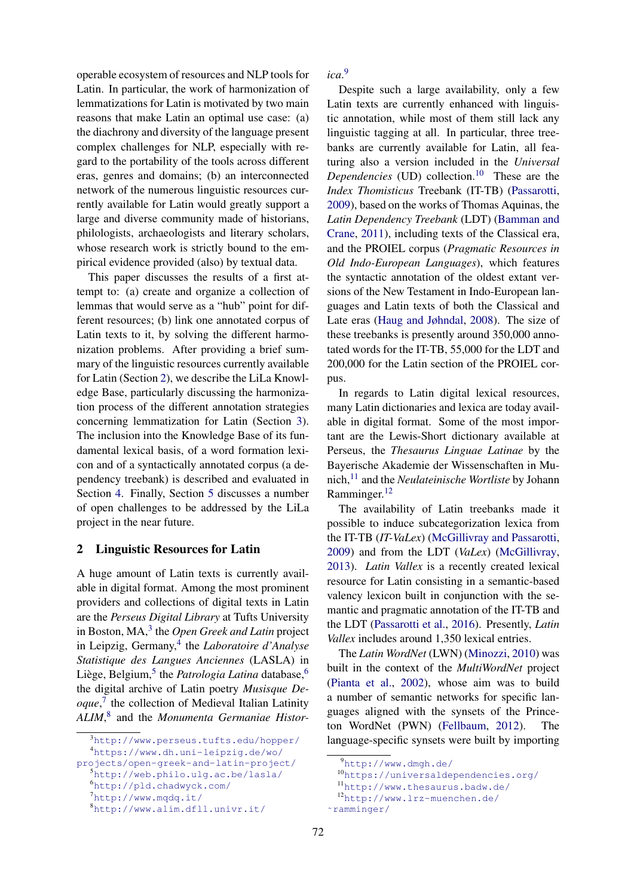operable ecosystem of resources and NLP tools for Latin. In particular, the work of harmonization of lemmatizations for Latin is motivated by two main reasons that make Latin an optimal use case: (a) the diachrony and diversity of the language present complex challenges for NLP, especially with regard to the portability of the tools across different eras, genres and domains; (b) an interconnected network of the numerous linguistic resources currently available for Latin would greatly support a large and diverse community made of historians, philologists, archaeologists and literary scholars, whose research work is strictly bound to the empirical evidence provided (also) by textual data.

This paper discusses the results of a first attempt to: (a) create and organize a collection of lemmas that would serve as a "hub" point for different resources; (b) link one annotated corpus of Latin texts to it, by solving the different harmonization problems. After providing a brief summary of the linguistic resources currently available for Latin (Section 2), we describe the LiLa Knowledge Base, particularly discussing the harmonization process of the different annotation strategies concerning lemmatization for Latin (Section 3). The inclusion into the Knowledge Base of its fundamental lexical basis, of a word formation lexicon and of a syntactically annotated corpus (a dependency treebank) is described and evaluated in Section 4. Finally, Section 5 discusses a number of open challenges to be addressed by the LiLa project in the near future.

## 2 Linguistic Resources for Latin

A huge amount of Latin texts is currently available in digital format. Among the most prominent providers and collections of digital texts in Latin are the *Perseus Digital Library* at Tufts University in Boston, MA,[3] the *Open Greek and Latin* project in Leipzig, Germany,[4] the *Laboratoire d'Analyse Statistique des Langues Anciennes* (LASLA) in Liège, Belgium,[5] the *Patrologia Latina* database,[6] the digital archive of Latin poetry *Musisque Deoque*,[7] the collection of Medieval Italian Latinity *ALIM*,[8] and the *Monumenta Germaniae Historica*.[9]

Despite such a large availability, only a few Latin texts are currently enhanced with linguistic annotation, while most of them still lack any linguistic tagging at all. In particular, three treebanks are currently available for Latin, all featuring also a version included in the *Universal Dependencies* (UD) collection.[10] These are the *Index Thomisticus* Treebank (IT-TB) (Passarotti, 2009), based on the works of Thomas Aquinas, the *Latin Dependency Treebank* (LDT) (Bamman and Crane, 2011), including texts of the Classical era, and the PROIEL corpus (*Pragmatic Resources in Old Indo-European Languages*), which features the syntactic annotation of the oldest extant versions of the New Testament in Indo-European languages and Latin texts of both the Classical and Late eras (Haug and Jøhndal, 2008). The size of these treebanks is presently around 350,000 annotated words for the IT-TB, 55,000 for the LDT and 200,000 for the Latin section of the PROIEL corpus.

In regards to Latin digital lexical resources, many Latin dictionaries and lexica are today available in digital format. Some of the most important are the Lewis-Short dictionary available at Perseus, the *Thesaurus Linguae Latinae* by the Bayerische Akademie der Wissenschaften in Munich,[11] and the *Neulateinische Wortliste* by Johann Ramminger.[12]

The availability of Latin treebanks made it possible to induce subcategorization lexica from the IT-TB (*IT-VaLex*) (McGillivray and Passarotti, 2009) and from the LDT (*VaLex*) (McGillivray, 2013). *Latin Vallex* is a recently created lexical resource for Latin consisting in a semantic-based valency lexicon built in conjunction with the semantic and pragmatic annotation of the IT-TB and the LDT (Passarotti et al., 2016). Presently, *Latin Vallex* includes around 1,350 lexical entries.

The *Latin WordNet* (LWN) (Minozzi, 2010) was built in the context of the *MultiWordNet* project (Pianta et al., 2002), whose aim was to build a number of semantic networks for specific languages aligned with the synsets of the Princeton WordNet (PWN) (Fellbaum, 2012). The language-specific synsets were built by importing

[3] http://www.perseus.tufts.edu/hopper/
[4] https://www.dh.uni-leipzig.de/wo/projects/open-greek-and-latin-project/
[5] http://web.philo.ulg.ac.be/lasla/
[6] http://pld.chadwyck.com/
[7] http://www.mqdq.it/
[8] http://www.alim.dfll.univr.it/
[9] http://www.dmgh.de/
[10] https://universaldependencies.org/
[11] http://www.thesaurus.badw.de/
[12] http://www.lrz-muenchen.de/~ramminger/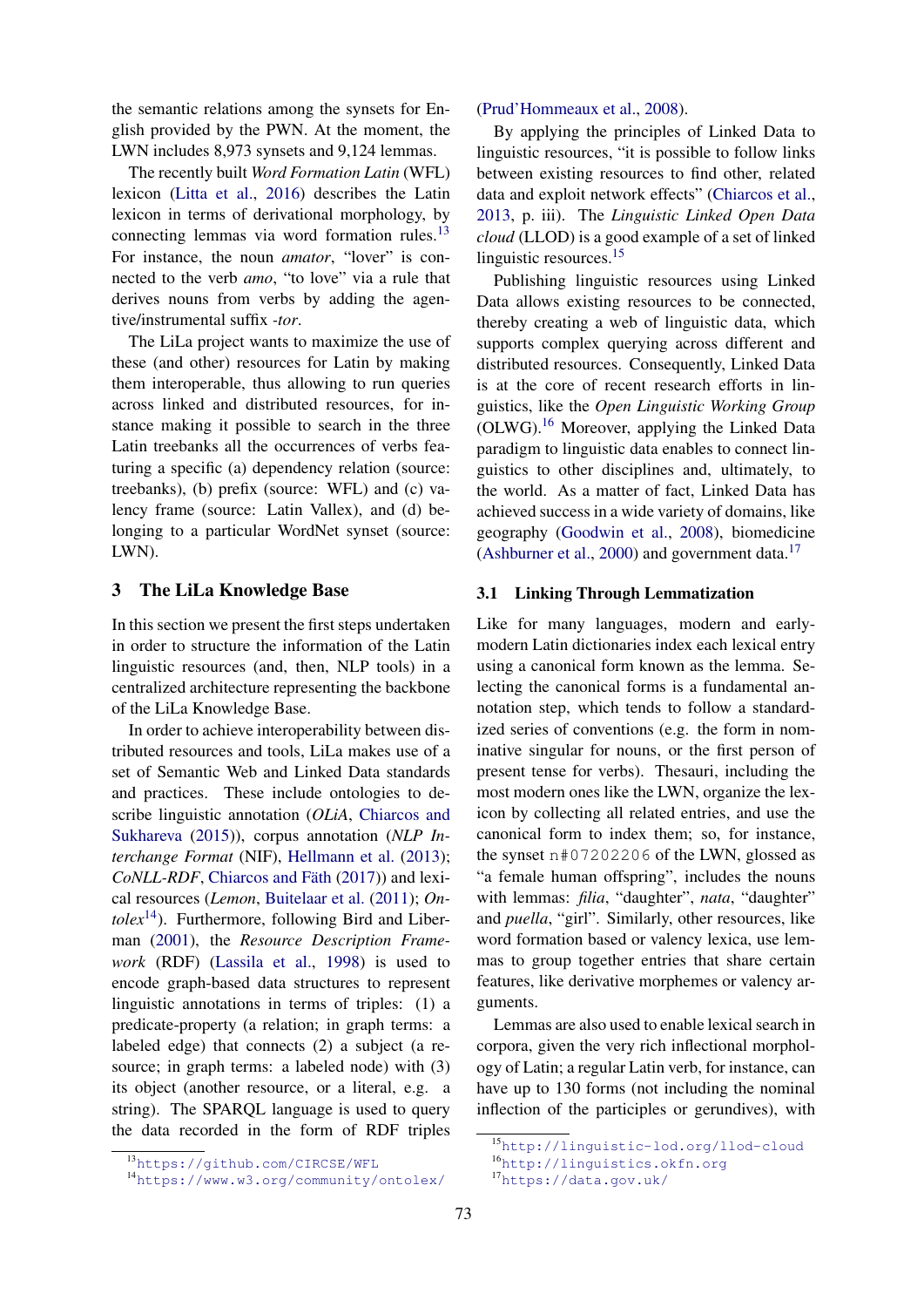the semantic relations among the synsets for English provided by the PWN. At the moment, the LWN includes 8,973 synsets and 9,124 lemmas.

The recently built *Word Formation Latin* (WFL) lexicon (Litta et al., 2016) describes the Latin lexicon in terms of derivational morphology, by connecting lemmas via word formation rules.[13] For instance, the noun *amator*, "lover" is connected to the verb *amo*, "to love" via a rule that derives nouns from verbs by adding the agentive/instrumental suffix *-tor*.

The LiLa project wants to maximize the use of these (and other) resources for Latin by making them interoperable, thus allowing to run queries across linked and distributed resources, for instance making it possible to search in the three Latin treebanks all the occurrences of verbs featuring a specific (a) dependency relation (source: treebanks), (b) prefix (source: WFL) and (c) valency frame (source: Latin Vallex), and (d) belonging to a particular WordNet synset (source: LWN).

## 3 The LiLa Knowledge Base

In this section we present the first steps undertaken in order to structure the information of the Latin linguistic resources (and, then, NLP tools) in a centralized architecture representing the backbone of the LiLa Knowledge Base.

In order to achieve interoperability between distributed resources and tools, LiLa makes use of a set of Semantic Web and Linked Data standards and practices. These include ontologies to describe linguistic annotation (*OLiA*, Chiarcos and Sukhareva (2015)), corpus annotation (*NLP Interchange Format* (NIF), Hellmann et al. (2013); *CoNLL-RDF*, Chiarcos and Fäth (2017)) and lexical resources (*Lemon*, Buitelaar et al. (2011); *Ontolex*[14]). Furthermore, following Bird and Liberman (2001), the *Resource Description Framework* (RDF) (Lassila et al., 1998) is used to encode graph-based data structures to represent linguistic annotations in terms of triples: (1) a predicate-property (a relation; in graph terms: a labeled edge) that connects (2) a subject (a resource; in graph terms: a labeled node) with (3) its object (another resource, or a literal, e.g. a string). The SPARQL language is used to query the data recorded in the form of RDF triples (Prud'Hommeaux et al., 2008).

By applying the principles of Linked Data to linguistic resources, "it is possible to follow links between existing resources to find other, related data and exploit network effects" (Chiarcos et al., 2013, p. iii). The *Linguistic Linked Open Data cloud* (LLOD) is a good example of a set of linked linguistic resources.[15]

Publishing linguistic resources using Linked Data allows existing resources to be connected, thereby creating a web of linguistic data, which supports complex querying across different and distributed resources. Consequently, Linked Data is at the core of recent research efforts in linguistics, like the *Open Linguistic Working Group* (OLWG).[16] Moreover, applying the Linked Data paradigm to linguistic data enables to connect linguistics to other disciplines and, ultimately, to the world. As a matter of fact, Linked Data has achieved success in a wide variety of domains, like geography (Goodwin et al., 2008), biomedicine (Ashburner et al., 2000) and government data.[17]

### 3.1 Linking Through Lemmatization

Like for many languages, modern and early-modern Latin dictionaries index each lexical entry using a canonical form known as the lemma. Selecting the canonical forms is a fundamental annotation step, which tends to follow a standardized series of conventions (e.g. the form in nominative singular for nouns, or the first person of present tense for verbs). Thesauri, including the most modern ones like the LWN, organize the lexicon by collecting all related entries, and use the canonical form to index them; so, for instance, the synset `n#07202206` of the LWN, glossed as "a female human offspring", includes the nouns with lemmas: *filia*, "daughter", *nata*, "daughter" and *puella*, "girl". Similarly, other resources, like word formation based or valency lexica, use lemmas to group together entries that share certain features, like derivative morphemes or valency arguments.

Lemmas are also used to enable lexical search in corpora, given the very rich inflectional morphology of Latin; a regular Latin verb, for instance, can have up to 130 forms (not including the nominal inflection of the participles or gerundives), with

[13] https://github.com/CIRCSE/WFL

[14] https://www.w3.org/community/ontolex/

[15] http://linguistic-lod.org/llod-cloud

[16] http://linguistics.okfn.org

[17] https://data.gov.uk/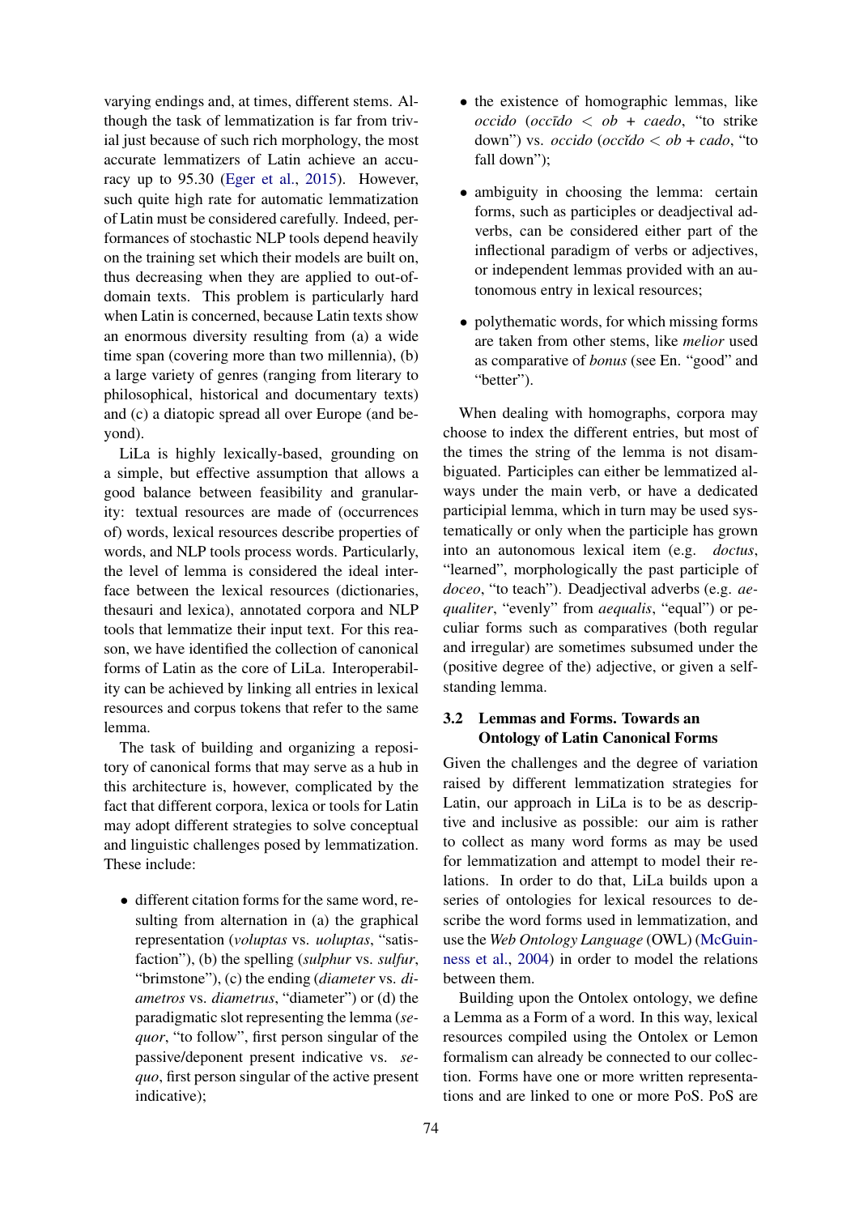varying endings and, at times, different stems. Although the task of lemmatization is far from trivial just because of such rich morphology, the most accurate lemmatizers of Latin achieve an accuracy up to 95.30 (Eger et al., 2015). However, such quite high rate for automatic lemmatization of Latin must be considered carefully. Indeed, performances of stochastic NLP tools depend heavily on the training set which their models are built on, thus decreasing when they are applied to out-of-domain texts. This problem is particularly hard when Latin is concerned, because Latin texts show an enormous diversity resulting from (a) a wide time span (covering more than two millennia), (b) a large variety of genres (ranging from literary to philosophical, historical and documentary texts) and (c) a diatopic spread all over Europe (and beyond).

LiLa is highly lexically-based, grounding on a simple, but effective assumption that allows a good balance between feasibility and granularity: textual resources are made of (occurrences of) words, lexical resources describe properties of words, and NLP tools process words. Particularly, the level of lemma is considered the ideal interface between the lexical resources (dictionaries, thesauri and lexica), annotated corpora and NLP tools that lemmatize their input text. For this reason, we have identified the collection of canonical forms of Latin as the core of LiLa. Interoperability can be achieved by linking all entries in lexical resources and corpus tokens that refer to the same lemma.

The task of building and organizing a repository of canonical forms that may serve as a hub in this architecture is, however, complicated by the fact that different corpora, lexica or tools for Latin may adopt different strategies to solve conceptual and linguistic challenges posed by lemmatization. These include:

- different citation forms for the same word, resulting from alternation in (a) the graphical representation (*voluptas* vs. *uoluptas*, "satisfaction"), (b) the spelling (*sulphur* vs. *sulfur*, "brimstone"), (c) the ending (*diameter* vs. *diametros* vs. *diametrus*, "diameter") or (d) the paradigmatic slot representing the lemma (*sequor*, "to follow", first person singular of the passive/deponent present indicative vs. *sequo*, first person singular of the active present indicative);
- the existence of homographic lemmas, like *occido* (*occīdo* < *ob* + *caedo*, "to strike down") vs. *occido* (*occĭdo* < *ob* + *cado*, "to fall down");
- ambiguity in choosing the lemma: certain forms, such as participles or deadjectival adverbs, can be considered either part of the inflectional paradigm of verbs or adjectives, or independent lemmas provided with an autonomous entry in lexical resources;
- polythematic words, for which missing forms are taken from other stems, like *melior* used as comparative of *bonus* (see En. "good" and "better").

When dealing with homographs, corpora may choose to index the different entries, but most of the times the string of the lemma is not disambiguated. Participles can either be lemmatized always under the main verb, or have a dedicated participial lemma, which in turn may be used systematically or only when the participle has grown into an autonomous lexical item (e.g. *doctus*, "learned", morphologically the past participle of *doceo*, "to teach"). Deadjectival adverbs (e.g. *aequaliter*, "evenly" from *aequalis*, "equal") or peculiar forms such as comparatives (both regular and irregular) are sometimes subsumed under the (positive degree of the) adjective, or given a self-standing lemma.

### 3.2 Lemmas and Forms. Towards an Ontology of Latin Canonical Forms

Given the challenges and the degree of variation raised by different lemmatization strategies for Latin, our approach in LiLa is to be as descriptive and inclusive as possible: our aim is rather to collect as many word forms as may be used for lemmatization and attempt to model their relations. In order to do that, LiLa builds upon a series of ontologies for lexical resources to describe the word forms used in lemmatization, and use the *Web Ontology Language* (OWL) (McGuinness et al., 2004) in order to model the relations between them.

Building upon the Ontolex ontology, we define a Lemma as a Form of a word. In this way, lexical resources compiled using the Ontolex or Lemon formalism can already be connected to our collection. Forms have one or more written representations and are linked to one or more PoS. PoS are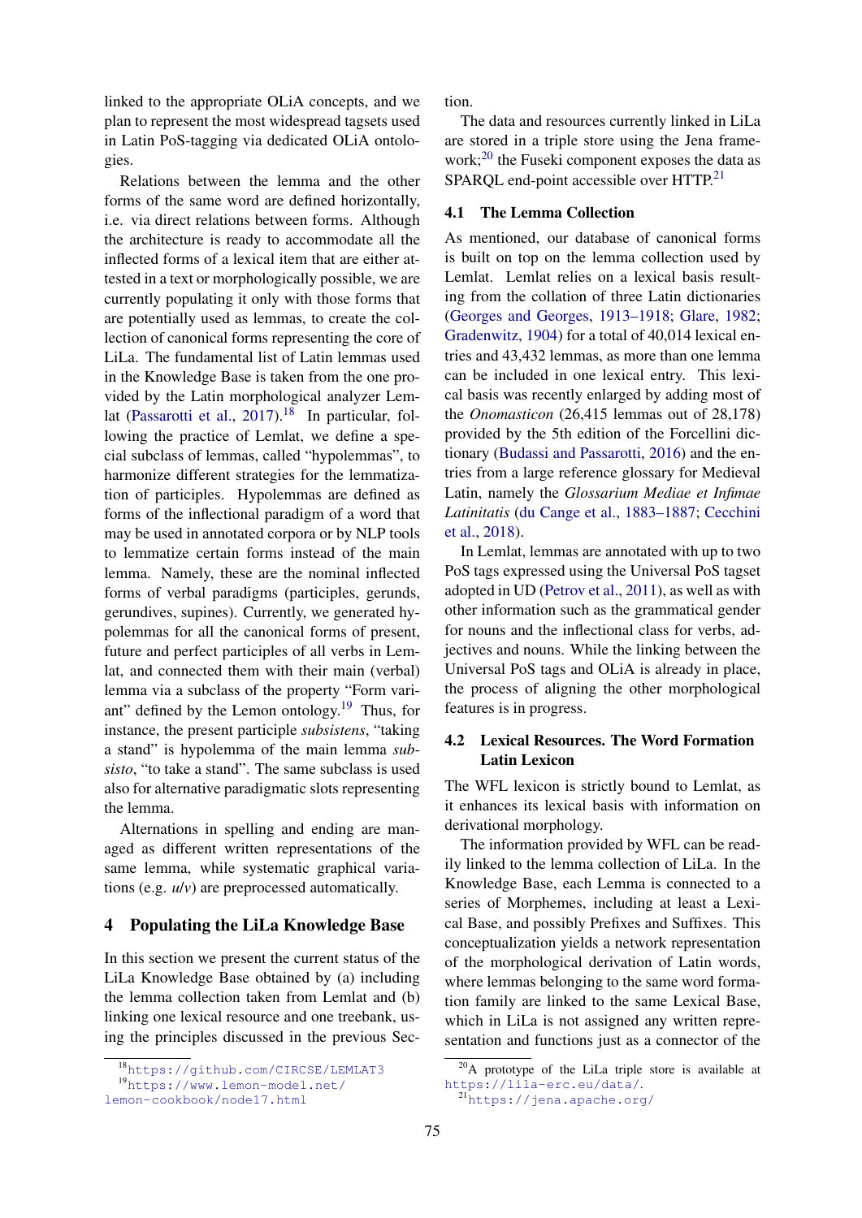linked to the appropriate OLiA concepts, and we plan to represent the most widespread tagsets used in Latin PoS-tagging via dedicated OLiA ontologies.

Relations between the lemma and the other forms of the same word are defined horizontally, i.e. via direct relations between forms. Although the architecture is ready to accommodate all the inflected forms of a lexical item that are either attested in a text or morphologically possible, we are currently populating it only with those forms that are potentially used as lemmas, to create the collection of canonical forms representing the core of LiLa. The fundamental list of Latin lemmas used in the Knowledge Base is taken from the one provided by the Latin morphological analyzer Lemlat (Passarotti et al., 2017).[18] In particular, following the practice of Lemlat, we define a special subclass of lemmas, called "hypolemmas", to harmonize different strategies for the lemmatization of participles. Hypolemmas are defined as forms of the inflectional paradigm of a word that may be used in annotated corpora or by NLP tools to lemmatize certain forms instead of the main lemma. Namely, these are the nominal inflected forms of verbal paradigms (participles, gerunds, gerundives, supines). Currently, we generated hypolemmas for all the canonical forms of present, future and perfect participles of all verbs in Lemlat, and connected them with their main (verbal) lemma via a subclass of the property "Form variant" defined by the Lemon ontology.[19] Thus, for instance, the present participle *subsistens*, "taking a stand" is hypolemma of the main lemma *subsisto*, "to take a stand". The same subclass is used also for alternative paradigmatic slots representing the lemma.

Alternations in spelling and ending are managed as different written representations of the same lemma, while systematic graphical variations (e.g. *u*/*v*) are preprocessed automatically.

## 4 Populating the LiLa Knowledge Base

In this section we present the current status of the LiLa Knowledge Base obtained by (a) including the lemma collection taken from Lemlat and (b) linking one lexical resource and one treebank, using the principles discussed in the previous Section.

The data and resources currently linked in LiLa are stored in a triple store using the Jena framework;[20] the Fuseki component exposes the data as SPARQL end-point accessible over HTTP.[21]

### 4.1 The Lemma Collection

As mentioned, our database of canonical forms is built on top on the lemma collection used by Lemlat. Lemlat relies on a lexical basis resulting from the collation of three Latin dictionaries (Georges and Georges, 1913–1918; Glare, 1982; Gradenwitz, 1904) for a total of 40,014 lexical entries and 43,432 lemmas, as more than one lemma can be included in one lexical entry. This lexical basis was recently enlarged by adding most of the *Onomasticon* (26,415 lemmas out of 28,178) provided by the 5th edition of the Forcellini dictionary (Budassi and Passarotti, 2016) and the entries from a large reference glossary for Medieval Latin, namely the *Glossarium Mediae et Infimae Latinitatis* (du Cange et al., 1883–1887; Cecchini et al., 2018).

In Lemlat, lemmas are annotated with up to two PoS tags expressed using the Universal PoS tagset adopted in UD (Petrov et al., 2011), as well as with other information such as the grammatical gender for nouns and the inflectional class for verbs, adjectives and nouns. While the linking between the Universal PoS tags and OLiA is already in place, the process of aligning the other morphological features is in progress.

### 4.2 Lexical Resources. The Word Formation Latin Lexicon

The WFL lexicon is strictly bound to Lemlat, as it enhances its lexical basis with information on derivational morphology.

The information provided by WFL can be readily linked to the lemma collection of LiLa. In the Knowledge Base, each Lemma is connected to a series of Morphemes, including at least a Lexical Base, and possibly Prefixes and Suffixes. This conceptualization yields a network representation of the morphological derivation of Latin words, where lemmas belonging to the same word formation family are linked to the same Lexical Base, which in LiLa is not assigned any written representation and functions just as a connector of the

[18] https://github.com/CIRCSE/LEMLAT3

[19] https://www.lemon-model.net/lemon-cookbook/node17.html

[20] A prototype of the LiLa triple store is available at https://lila-erc.eu/data/.

[21] https://jena.apache.org/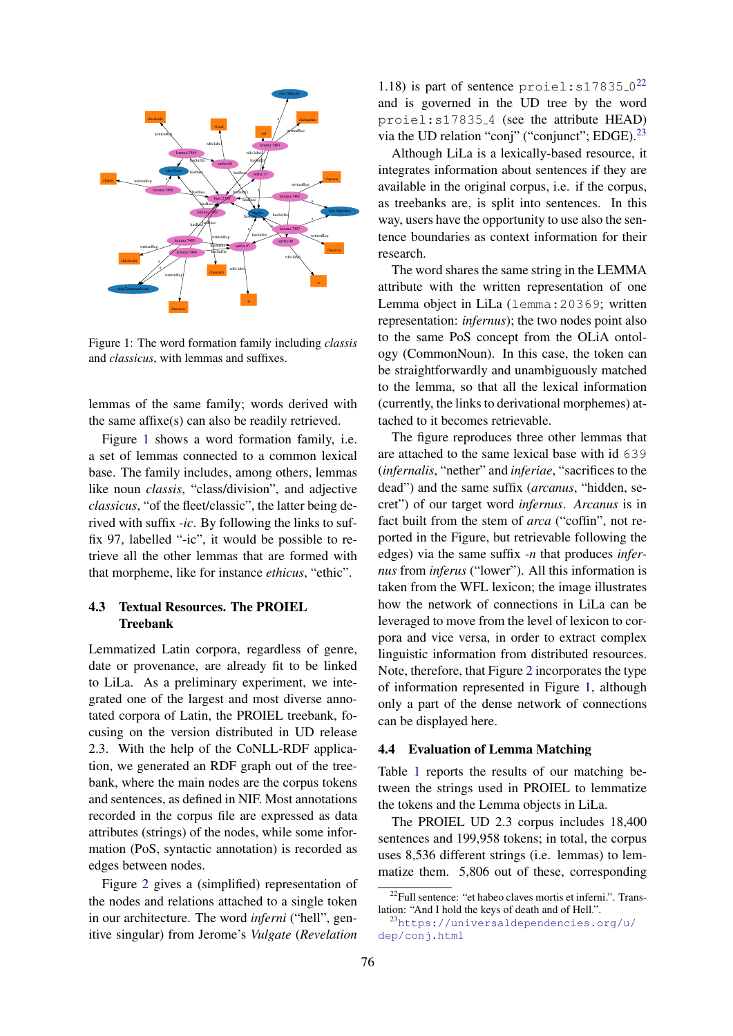Figure 1: The word formation family including *classis* and *classicus*, with lemmas and suffixes.

lemmas of the same family; words derived with the same affixe(s) can also be readily retrieved.

Figure 1 shows a word formation family, i.e. a set of lemmas connected to a common lexical base. The family includes, among others, lemmas like noun *classis*, "class/division", and adjective *classicus*, "of the fleet/classic", the latter being derived with suffix *-ic*. By following the links to suffix 97, labelled "-ic", it would be possible to retrieve all the other lemmas that are formed with that morpheme, like for instance *ethicus*, "ethic".

### 4.3 Textual Resources. The PROIEL Treebank

Lemmatized Latin corpora, regardless of genre, date or provenance, are already fit to be linked to LiLa. As a preliminary experiment, we integrated one of the largest and most diverse annotated corpora of Latin, the PROIEL treebank, focusing on the version distributed in UD release 2.3. With the help of the CoNLL-RDF application, we generated an RDF graph out of the treebank, where the main nodes are the corpus tokens and sentences, as defined in NIF. Most annotations recorded in the corpus file are expressed as data attributes (strings) of the nodes, while some information (PoS, syntactic annotation) is recorded as edges between nodes.

Figure 2 gives a (simplified) representation of the nodes and relations attached to a single token in our architecture. The word *inferni* ("hell", genitive singular) from Jerome's *Vulgate* (*Revelation* 1.18) is part of sentence `proiel:s17835_0`[22] and is governed in the UD tree by the word `proiel:s17835_4` (see the attribute HEAD) via the UD relation "conj" ("conjunct"; EDGE).[23]

Although LiLa is a lexically-based resource, it integrates information about sentences if they are available in the original corpus, i.e. if the corpus, as treebanks are, is split into sentences. In this way, users have the opportunity to use also the sentence boundaries as context information for their research.

The word shares the same string in the LEMMA attribute with the written representation of one Lemma object in LiLa (`lemma:20369`; written representation: *infernus*); the two nodes point also to the same PoS concept from the OLiA ontology (CommonNoun). In this case, the token can be straightforwardly and unambiguously matched to the lemma, so that all the lexical information (currently, the links to derivational morphemes) attached to it becomes retrievable.

The figure reproduces three other lemmas that are attached to the same lexical base with id `639` (*infernalis*, "nether" and *inferiae*, "sacrifices to the dead") and the same suffix (*arcanus*, "hidden, secret") of our target word *infernus*. *Arcanus* is in fact built from the stem of *arca* ("coffin", not reported in the Figure, but retrievable following the edges) via the same suffix *-n* that produces *infernus* from *inferus* ("lower"). All this information is taken from the WFL lexicon; the image illustrates how the network of connections in LiLa can be leveraged to move from the level of lexicon to corpora and vice versa, in order to extract complex linguistic information from distributed resources. Note, therefore, that Figure 2 incorporates the type of information represented in Figure 1, although only a part of the dense network of connections can be displayed here.

### 4.4 Evaluation of Lemma Matching

Table 1 reports the results of our matching between the strings used in PROIEL to lemmatize the tokens and the Lemma objects in LiLa.

The PROIEL UD 2.3 corpus includes 18,400 sentences and 199,958 tokens; in total, the corpus uses 8,536 different strings (i.e. lemmas) to lemmatize them. 5,806 out of these, corresponding

[22] Full sentence: "et habeo claves mortis et inferni.". Translation: "And I hold the keys of death and of Hell.".

[23] https://universaldependencies.org/u/dep/conj.html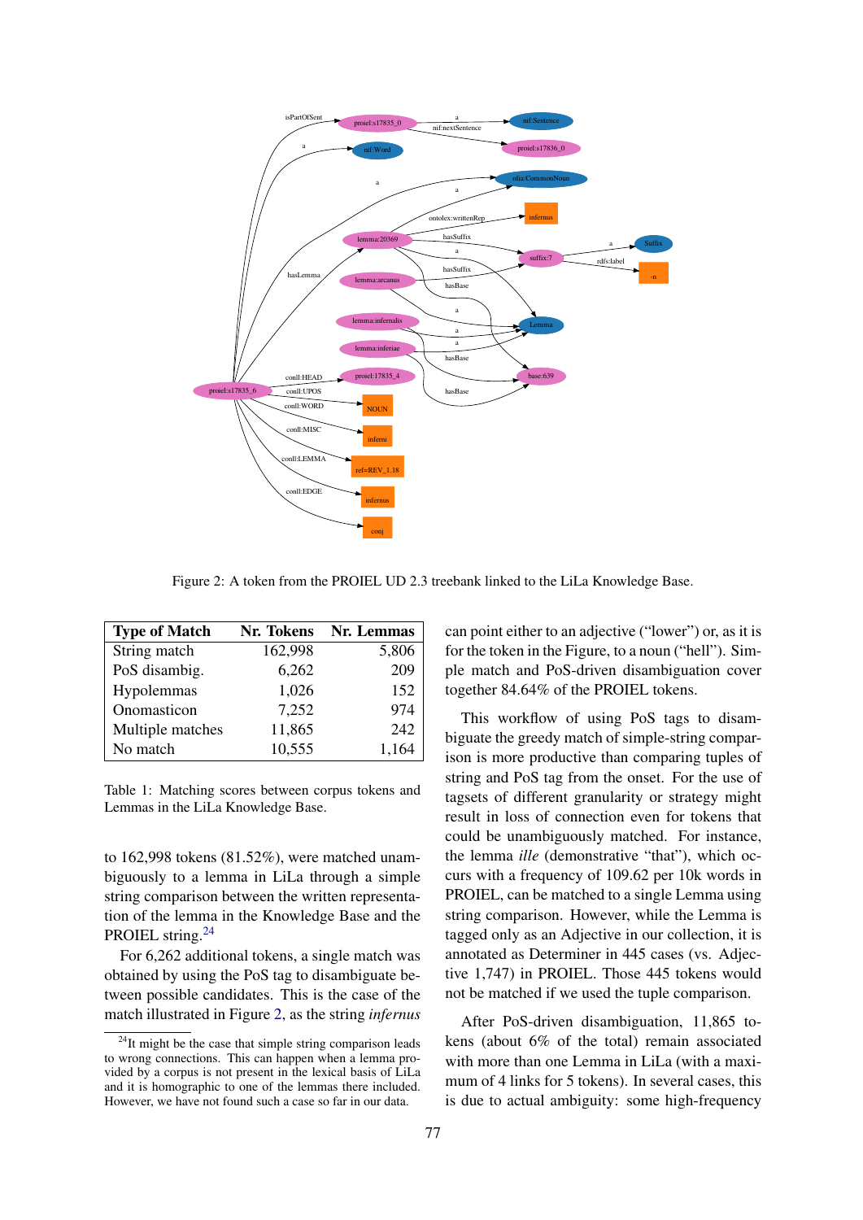Figure 2: A token from the PROIEL UD 2.3 treebank linked to the LiLa Knowledge Base.

| Type of Match | Nr. Tokens | Nr. Lemmas |
|---|---|---|
| String match | 162,998 | 5,806 |
| PoS disambig. | 6,262 | 209 |
| Hypolemmas | 1,026 | 152 |
| Onomasticon | 7,252 | 974 |
| Multiple matches | 11,865 | 242 |
| No match | 10,555 | 1,164 |

Table 1: Matching scores between corpus tokens and Lemmas in the LiLa Knowledge Base.

to 162,998 tokens (81.52%), were matched unambiguously to a lemma in LiLa through a simple string comparison between the written representation of the lemma in the Knowledge Base and the PROIEL string.[24]

For 6,262 additional tokens, a single match was obtained by using the PoS tag to disambiguate between possible candidates. This is the case of the match illustrated in Figure 2, as the string *infernus* can point either to an adjective ("lower") or, as it is for the token in the Figure, to a noun ("hell"). Simple match and PoS-driven disambiguation cover together 84.64% of the PROIEL tokens.

This workflow of using PoS tags to disambiguate the greedy match of simple-string comparison is more productive than comparing tuples of string and PoS tag from the onset. For the use of tagsets of different granularity or strategy might result in loss of connection even for tokens that could be unambiguously matched. For instance, the lemma *ille* (demonstrative "that"), which occurs with a frequency of 109.62 per 10k words in PROIEL, can be matched to a single Lemma using string comparison. However, while the Lemma is tagged only as an Adjective in our collection, it is annotated as Determiner in 445 cases (vs. Adjective 1,747) in PROIEL. Those 445 tokens would not be matched if we used the tuple comparison.

After PoS-driven disambiguation, 11,865 tokens (about 6% of the total) remain associated with more than one Lemma in LiLa (with a maximum of 4 links for 5 tokens). In several cases, this is due to actual ambiguity: some high-frequency

[24] It might be the case that simple string comparison leads to wrong connections. This can happen when a lemma provided by a corpus is not present in the lexical basis of LiLa and it is homographic to one of the lemmas there included. However, we have not found such a case so far in our data.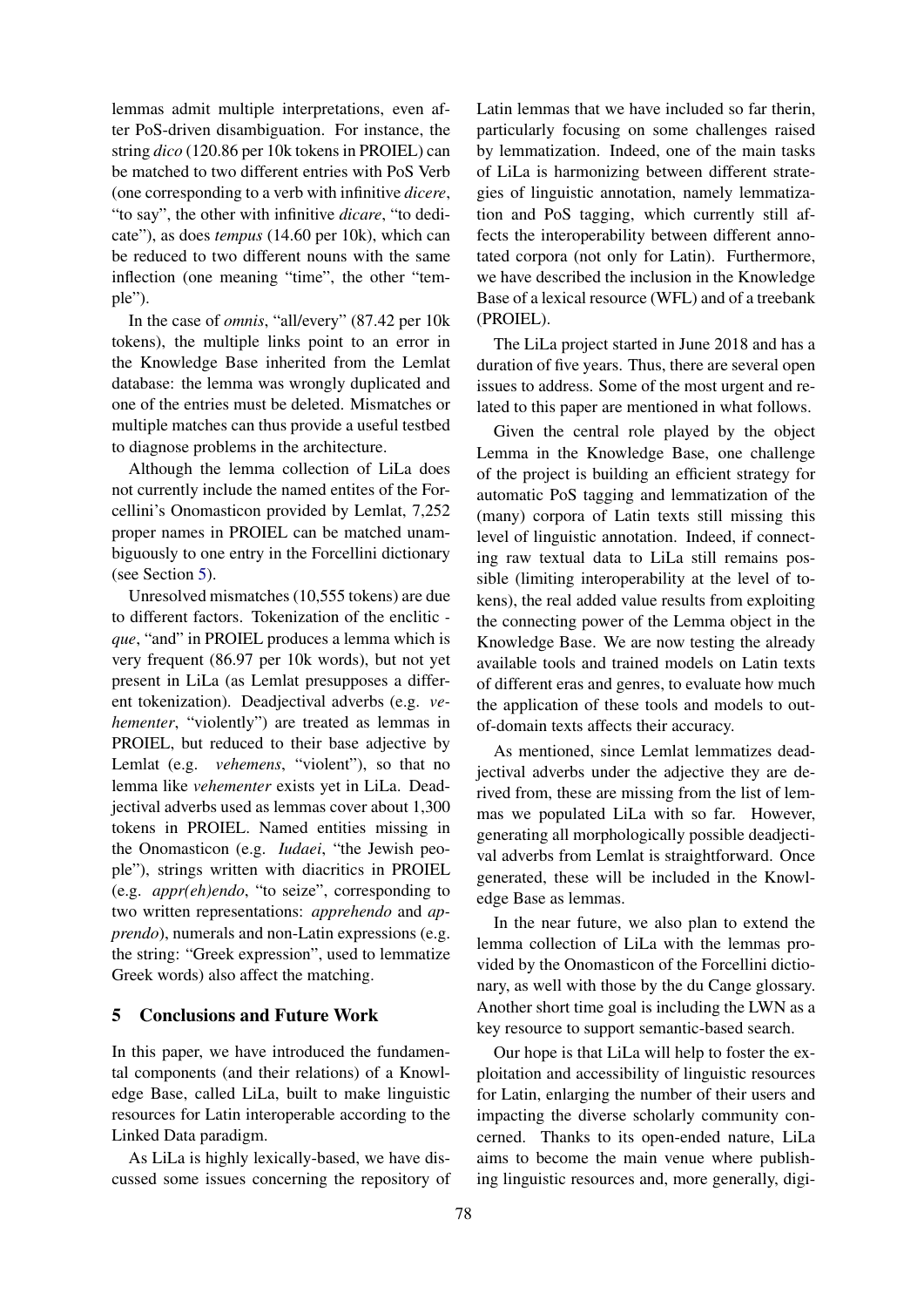lemmas admit multiple interpretations, even after PoS-driven disambiguation. For instance, the string *dico* (120.86 per 10k tokens in PROIEL) can be matched to two different entries with PoS Verb (one corresponding to a verb with infinitive *dicere*, "to say", the other with infinitive *dicare*, "to dedicate"), as does *tempus* (14.60 per 10k), which can be reduced to two different nouns with the same inflection (one meaning "time", the other "temple").

In the case of *omnis*, "all/every" (87.42 per 10k tokens), the multiple links point to an error in the Knowledge Base inherited from the Lemlat database: the lemma was wrongly duplicated and one of the entries must be deleted. Mismatches or multiple matches can thus provide a useful testbed to diagnose problems in the architecture.

Although the lemma collection of LiLa does not currently include the named entites of the Forcellini's Onomasticon provided by Lemlat, 7,252 proper names in PROIEL can be matched unambiguously to one entry in the Forcellini dictionary (see Section 5).

Unresolved mismatches (10,555 tokens) are due to different factors. Tokenization of the enclitic -*que*, "and" in PROIEL produces a lemma which is very frequent (86.97 per 10k words), but not yet present in LiLa (as Lemlat presupposes a different tokenization). Deadjectival adverbs (e.g. *vehementer*, "violently") are treated as lemmas in PROIEL, but reduced to their base adjective by Lemlat (e.g. *vehemens*, "violent"), so that no lemma like *vehementer* exists yet in LiLa. Deadjectival adverbs used as lemmas cover about 1,300 tokens in PROIEL. Named entities missing in the Onomasticon (e.g. *Iudaei*, "the Jewish people"), strings written with diacritics in PROIEL (e.g. *appr(eh)endo*, "to seize", corresponding to two written representations: *apprehendo* and *apprendo*), numerals and non-Latin expressions (e.g. the string: "Greek expression", used to lemmatize Greek words) also affect the matching.

## 5 Conclusions and Future Work

In this paper, we have introduced the fundamental components (and their relations) of a Knowledge Base, called LiLa, built to make linguistic resources for Latin interoperable according to the Linked Data paradigm.

As LiLa is highly lexically-based, we have discussed some issues concerning the repository of Latin lemmas that we have included so far therin, particularly focusing on some challenges raised by lemmatization. Indeed, one of the main tasks of LiLa is harmonizing between different strategies of linguistic annotation, namely lemmatization and PoS tagging, which currently still affects the interoperability between different annotated corpora (not only for Latin). Furthermore, we have described the inclusion in the Knowledge Base of a lexical resource (WFL) and of a treebank (PROIEL).

The LiLa project started in June 2018 and has a duration of five years. Thus, there are several open issues to address. Some of the most urgent and related to this paper are mentioned in what follows.

Given the central role played by the object Lemma in the Knowledge Base, one challenge of the project is building an efficient strategy for automatic PoS tagging and lemmatization of the (many) corpora of Latin texts still missing this level of linguistic annotation. Indeed, if connecting raw textual data to LiLa still remains possible (limiting interoperability at the level of tokens), the real added value results from exploiting the connecting power of the Lemma object in the Knowledge Base. We are now testing the already available tools and trained models on Latin texts of different eras and genres, to evaluate how much the application of these tools and models to out-of-domain texts affects their accuracy.

As mentioned, since Lemlat lemmatizes deadjectival adverbs under the adjective they are derived from, these are missing from the list of lemmas we populated LiLa with so far. However, generating all morphologically possible deadjectival adverbs from Lemlat is straightforward. Once generated, these will be included in the Knowledge Base as lemmas.

In the near future, we also plan to extend the lemma collection of LiLa with the lemmas provided by the Onomasticon of the Forcellini dictionary, as well with those by the du Cange glossary. Another short time goal is including the LWN as a key resource to support semantic-based search.

Our hope is that LiLa will help to foster the exploitation and accessibility of linguistic resources for Latin, enlarging the number of their users and impacting the diverse scholarly community concerned. Thanks to its open-ended nature, LiLa aims to become the main venue where publishing linguistic resources and, more generally, digi-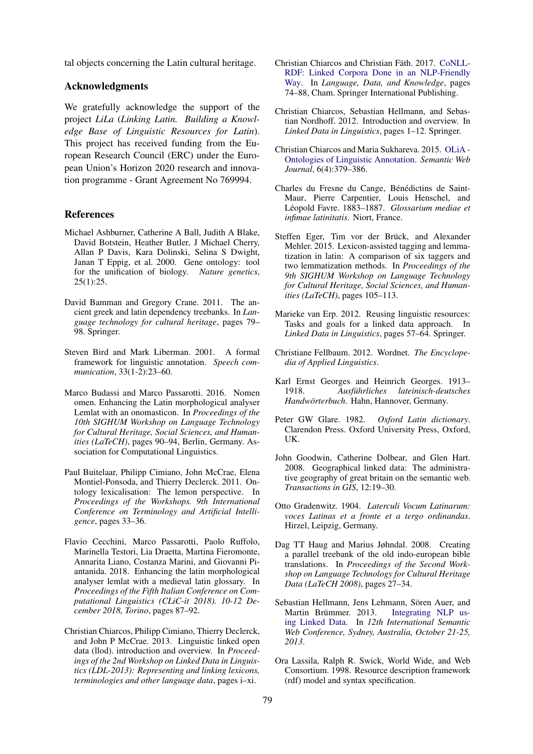tal objects concerning the Latin cultural heritage.

## Acknowledgments

We gratefully acknowledge the support of the project *LiLa* (*Linking Latin. Building a Knowledge Base of Linguistic Resources for Latin*). This project has received funding from the European Research Council (ERC) under the European Union's Horizon 2020 research and innovation programme - Grant Agreement No 769994.

## References

Michael Ashburner, Catherine A Ball, Judith A Blake, David Botstein, Heather Butler, J Michael Cherry, Allan P Davis, Kara Dolinski, Selina S Dwight, Janan T Eppig, et al. 2000. Gene ontology: tool for the unification of biology. *Nature genetics*, 25(1):25.

David Bamman and Gregory Crane. 2011. The ancient greek and latin dependency treebanks. In *Language technology for cultural heritage*, pages 79–98. Springer.

Steven Bird and Mark Liberman. 2001. A formal framework for linguistic annotation. *Speech communication*, 33(1-2):23–60.

Marco Budassi and Marco Passarotti. 2016. Nomen omen. Enhancing the Latin morphological analyser Lemlat with an onomasticon. In *Proceedings of the 10th SIGHUM Workshop on Language Technology for Cultural Heritage, Social Sciences, and Humanities (LaTeCH)*, pages 90–94, Berlin, Germany. Association for Computational Linguistics.

Paul Buitelaar, Philipp Cimiano, John McCrae, Elena Montiel-Ponsoda, and Thierry Declerck. 2011. Ontology lexicalisation: The lemon perspective. In *Proceedings of the Workshops. 9th International Conference on Terminology and Artificial Intelligence*, pages 33–36.

Flavio Cecchini, Marco Passarotti, Paolo Ruffolo, Marinella Testori, Lia Draetta, Martina Fieromonte, Annarita Liano, Costanza Marini, and Giovanni Piantanida. 2018. Enhancing the latin morphological analyser lemlat with a medieval latin glossary. In *Proceedings of the Fifth Italian Conference on Computational Linguistics (CLiC-it 2018). 10-12 December 2018, Torino*, pages 87–92.

Christian Chiarcos, Philipp Cimiano, Thierry Declerck, and John P McCrae. 2013. Linguistic linked open data (llod). introduction and overview. In *Proceedings of the 2nd Workshop on Linked Data in Linguistics (LDL-2013): Representing and linking lexicons, terminologies and other language data*, pages i–xi.

Christian Chiarcos and Christian Fäth. 2017. CoNLL-RDF: Linked Corpora Done in an NLP-Friendly Way. In *Language, Data, and Knowledge*, pages 74–88, Cham. Springer International Publishing.

Christian Chiarcos, Sebastian Hellmann, and Sebastian Nordhoff. 2012. Introduction and overview. In *Linked Data in Linguistics*, pages 1–12. Springer.

Christian Chiarcos and Maria Sukhareva. 2015. OLiA - Ontologies of Linguistic Annotation. *Semantic Web Journal*, 6(4):379–386.

Charles du Fresne du Cange, Bénédictins de Saint-Maur, Pierre Carpentier, Louis Henschel, and Léopold Favre. 1883–1887. *Glossarium mediae et infimae latinitatis*. Niort, France.

Steffen Eger, Tim vor der Brück, and Alexander Mehler. 2015. Lexicon-assisted tagging and lemmatization in latin: A comparison of six taggers and two lemmatization methods. In *Proceedings of the 9th SIGHUM Workshop on Language Technology for Cultural Heritage, Social Sciences, and Humanities (LaTeCH)*, pages 105–113.

Marieke van Erp. 2012. Reusing linguistic resources: Tasks and goals for a linked data approach. In *Linked Data in Linguistics*, pages 57–64. Springer.

Christiane Fellbaum. 2012. Wordnet. *The Encyclopedia of Applied Linguistics*.

Karl Ernst Georges and Heinrich Georges. 1913–1918. *Ausführliches lateinisch-deutsches Handwörterbuch*. Hahn, Hannover, Germany.

Peter GW Glare. 1982. *Oxford Latin dictionary*. Clarendon Press. Oxford University Press, Oxford, UK.

John Goodwin, Catherine Dolbear, and Glen Hart. 2008. Geographical linked data: The administrative geography of great britain on the semantic web. *Transactions in GIS*, 12:19–30.

Otto Gradenwitz. 1904. *Laterculi Vocum Latinarum: voces Latinas et a fronte et a tergo ordinandas*. Hirzel, Leipzig, Germany.

Dag TT Haug and Marius Jøhndal. 2008. Creating a parallel treebank of the old indo-european bible translations. In *Proceedings of the Second Workshop on Language Technology for Cultural Heritage Data (LaTeCH 2008)*, pages 27–34.

Sebastian Hellmann, Jens Lehmann, Sören Auer, and Martin Brümmer. 2013. Integrating NLP using Linked Data. In *12th International Semantic Web Conference, Sydney, Australia, October 21-25, 2013*.

Ora Lassila, Ralph R. Swick, World Wide, and Web Consortium. 1998. Resource description framework (rdf) model and syntax specification.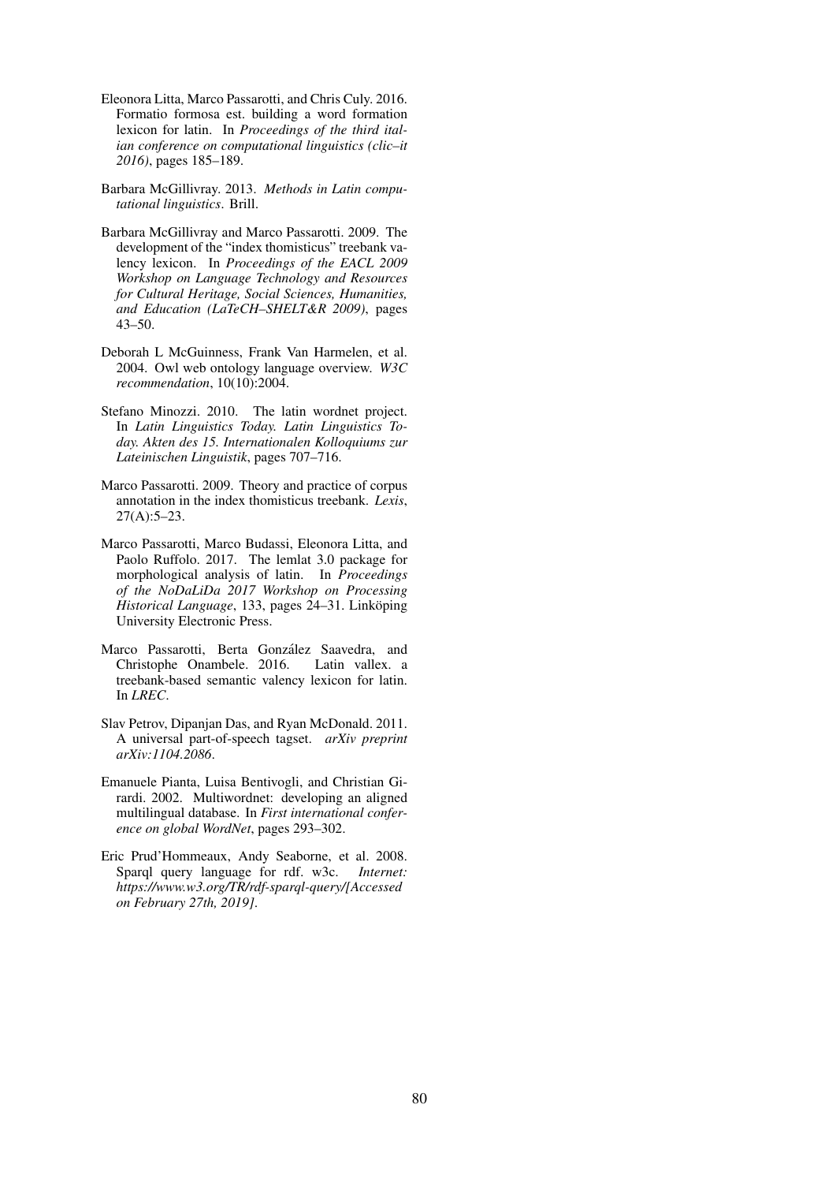Eleonora Litta, Marco Passarotti, and Chris Culy. 2016. Formatio formosa est. building a word formation lexicon for latin. In *Proceedings of the third italian conference on computational linguistics (clic–it 2016)*, pages 185–189.

Barbara McGillivray. 2013. *Methods in Latin computational linguistics*. Brill.

Barbara McGillivray and Marco Passarotti. 2009. The development of the "index thomisticus" treebank valency lexicon. In *Proceedings of the EACL 2009 Workshop on Language Technology and Resources for Cultural Heritage, Social Sciences, Humanities, and Education (LaTeCH–SHELT&R 2009)*, pages 43–50.

Deborah L McGuinness, Frank Van Harmelen, et al. 2004. Owl web ontology language overview. *W3C recommendation*, 10(10):2004.

Stefano Minozzi. 2010. The latin wordnet project. In *Latin Linguistics Today. Latin Linguistics Today. Akten des 15. Internationalen Kolloquiums zur Lateinischen Linguistik*, pages 707–716.

Marco Passarotti. 2009. Theory and practice of corpus annotation in the index thomisticus treebank. *Lexis*, 27(A):5–23.

Marco Passarotti, Marco Budassi, Eleonora Litta, and Paolo Ruffolo. 2017. The lemlat 3.0 package for morphological analysis of latin. In *Proceedings of the NoDaLiDa 2017 Workshop on Processing Historical Language*, 133, pages 24–31. Linköping University Electronic Press.

Marco Passarotti, Berta González Saavedra, and Christophe Onambele. 2016. Latin vallex. a treebank-based semantic valency lexicon for latin. In *LREC*.

Slav Petrov, Dipanjan Das, and Ryan McDonald. 2011. A universal part-of-speech tagset. *arXiv preprint arXiv:1104.2086*.

Emanuele Pianta, Luisa Bentivogli, and Christian Girardi. 2002. Multiwordnet: developing an aligned multilingual database. In *First international conference on global WordNet*, pages 293–302.

Eric Prud'Hommeaux, Andy Seaborne, et al. 2008. Sparql query language for rdf. w3c. *Internet: https://www.w3.org/TR/rdf-sparql-query/[Accessed on February 27th, 2019]*.